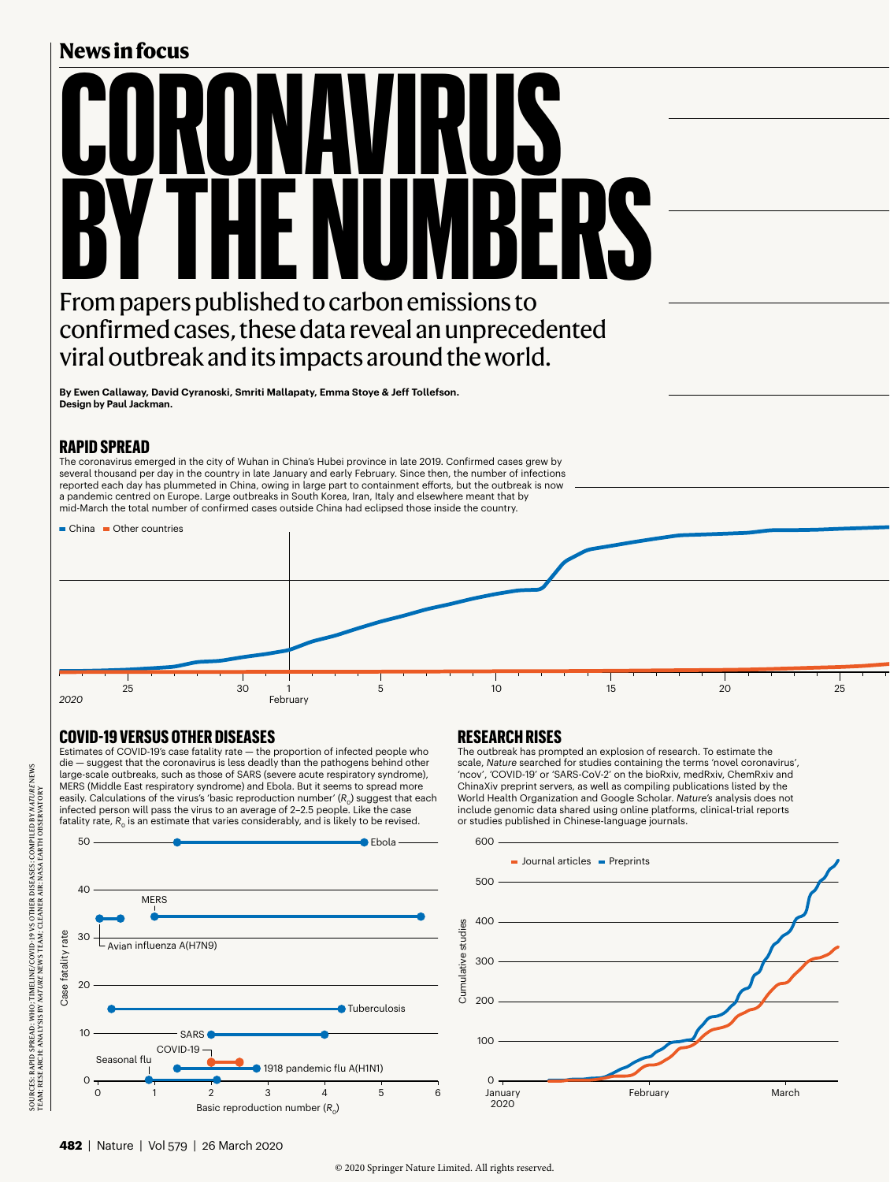## News in focus

# CORONAVIRUS BY THE NUMBERS

From papers published to carbon emissions to confirmed cases, these data reveal an unprecedented viral outbreak and its impacts around the world.

**By Ewen Callaway, David Cyranoski, Smriti Mallapaty, Emma Stoye & Jeff Tollefson. Design by Paul Jackman.**

### RAPID SPREAD

The coronavirus emerged in the city of Wuhan in China's Hubei province in late 2019. Confirmed cases grew by several thousand per day in the country in late January and early February. Since then, the number of infections reported each day has plummeted in China, owing in large part to containment efforts, but the outbreak is now a pandemic centred on Europe. Large outbreaks in South Korea, Iran, Italy and elsewhere meant that by mid-March the total number of confirmed cases outside China had eclipsed those inside the country.

China · Other countries

2020 · 25 · 30 · 1 February · 5 · 10 · 15 · 20 · 25

### COVID-19 VERSUS OTHER DISEASES

Estimates of COVID-19's case fatality rate — the proportion of infected people who die — suggest that the coronavirus is less deadly than the pathogens behind other large-scale outbreaks, such as those of SARS (severe acute respiratory syndrome), MERS (Middle East respiratory syndrome) and Ebola. But it seems to spread more easily. Calculations of the virus's 'basic reproduction number' ($R_0$) suggest that each infected person will pass the virus to an average of 2–2.5 people. Like the case fatality rate, $R_0$ is an estimate that varies considerably, and is likely to be revised.

Case fatality rate (0–50) vs Basic reproduction number ($R_0$) (0–6): Ebola, MERS, Avian influenza A(H7N9), Tuberculosis, SARS, COVID-19, Seasonal flu, 1918 pandemic flu A(H1N1)

### RESEARCH RISES

The outbreak has prompted an explosion of research. To estimate the scale, *Nature* searched for studies containing the terms 'novel coronavirus', 'ncov', 'COVID-19' or 'SARS-CoV-2' on the bioRxiv, medRxiv, ChemRxiv and ChinaXiv preprint servers, as well as compiling publications listed by the World Health Organization and Google Scholar. *Nature*'s analysis does not include genomic data shared using online platforms, clinical-trial reports or studies published in Chinese-language journals.

Cumulative studies (0–600): Journal articles · Preprints; January 2020 · February · March

SOURCES: RAPID SPREAD: WHO; TIMELINE/COVID-19 VS OTHER DISEASES: COMPILED BY *NATURE* NEWS TEAM; RESEARCH: ANALYSIS BY *NATURE* NEWS TEAM; CLEANER AIR: NASA EARTH OBSERVATORY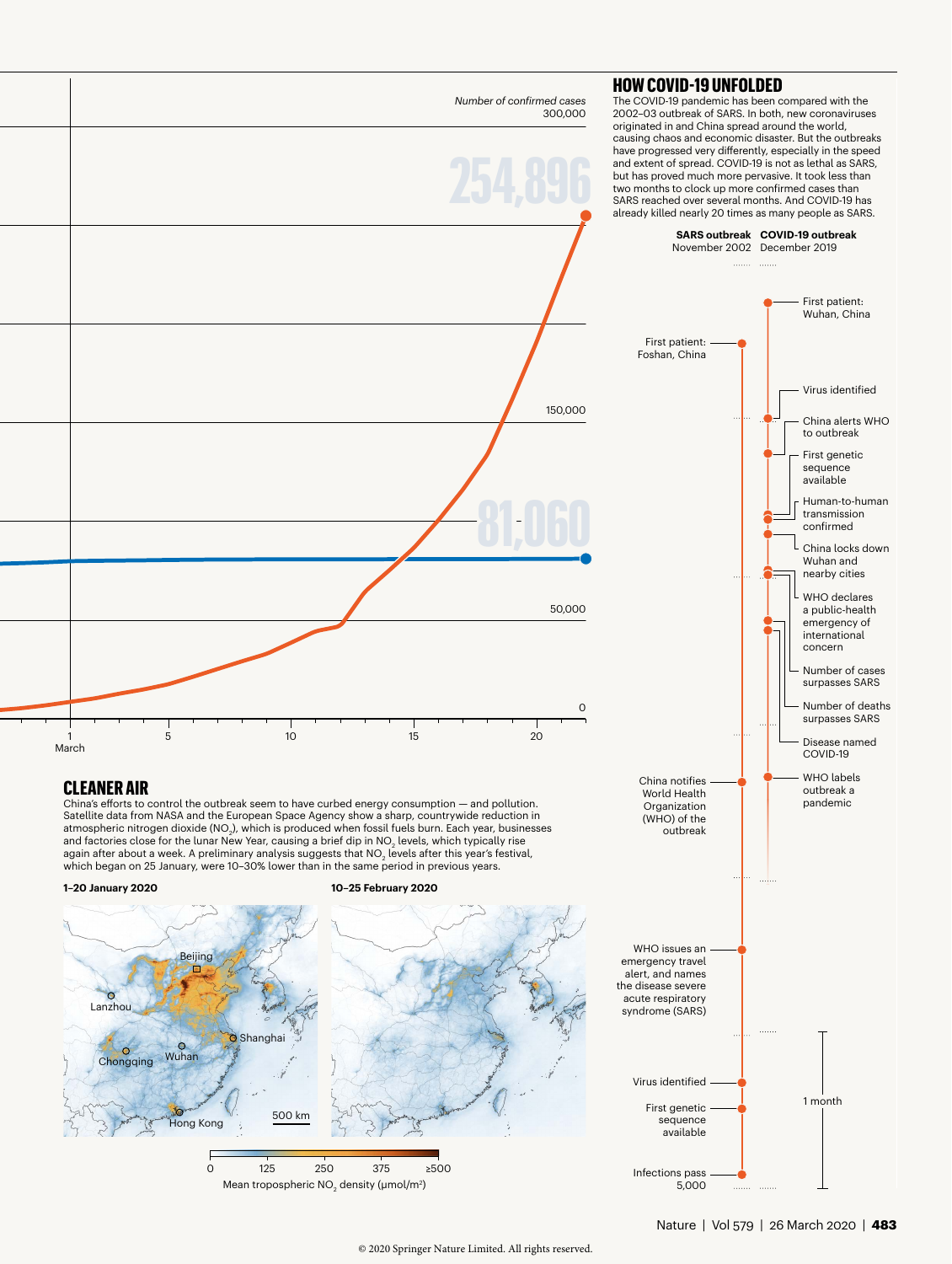Number of confirmed cases

300,000

254,896

150,000

81,060

50,000

0

1 March

5

10

15

20

## HOW COVID-19 UNFOLDED

The COVID-19 pandemic has been compared with the 2002–03 outbreak of SARS. In both, new coronaviruses originated in and China spread around the world, causing chaos and economic disaster. But the outbreaks have progressed very differently, especially in the speed and extent of spread. COVID-19 is not as lethal as SARS, but has proved much more pervasive. It took less than two months to clock up more confirmed cases than SARS reached over several months. And COVID-19 has already killed nearly 20 times as many people as SARS.

**SARS outbreak** November 2002

**COVID-19 outbreak** December 2019

First patient: Wuhan, China

First patient: Foshan, China

Virus identified

China alerts WHO to outbreak

First genetic sequence available

Human-to-human transmission confirmed

China locks down Wuhan and nearby cities

WHO declares a public-health emergency of international concern

Number of cases surpasses SARS

Number of deaths surpasses SARS

Disease named COVID-19

China notifies World Health Organization (WHO) of the outbreak

WHO labels outbreak a pandemic

WHO issues an emergency travel alert, and names the disease severe acute respiratory syndrome (SARS)

Virus identified

First genetic sequence available

Infections pass 5,000

1 month

## CLEANER AIR

China's efforts to control the outbreak seem to have curbed energy consumption — and pollution. Satellite data from NASA and the European Space Agency show a sharp, countrywide reduction in atmospheric nitrogen dioxide ($NO_2$), which is produced when fossil fuels burn. Each year, businesses and factories close for the lunar New Year, causing a brief dip in $NO_2$ levels, which typically rise again after about a week. A preliminary analysis suggests that $NO_2$ levels after this year's festival, which began on 25 January, were 10–30% lower than in the same period in previous years.

**1–20 January 2020**

Beijing

Lanzhou

Shanghai

Chongqing

Wuhan

Hong Kong

500 km

**10–25 February 2020**

0 125 250 375 ≥500

Mean tropospheric $NO_2$ density (μmol/m²)

© 2020 Springer Nature Limited. All rights reserved.